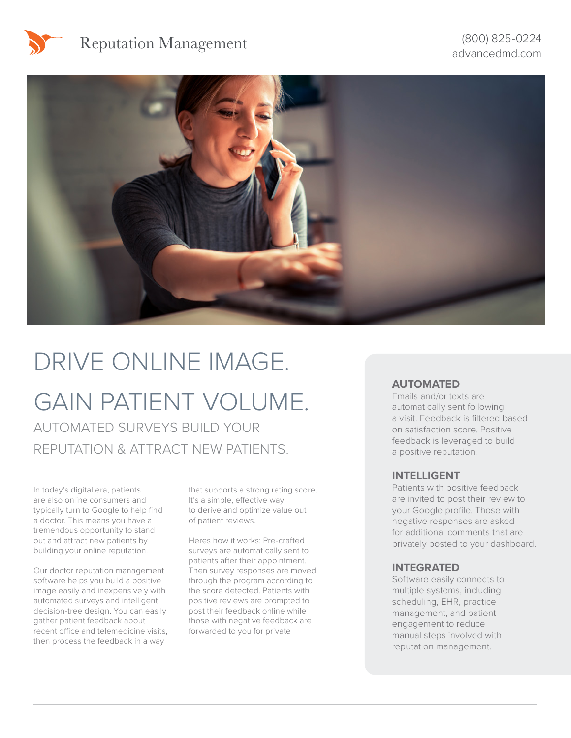# Reputation Management

(800) 825-0224
advancedmd.com

# DRIVE ONLINE IMAGE.

# GAIN PATIENT VOLUME.

## AUTOMATED SURVEYS BUILD YOUR REPUTATION & ATTRACT NEW PATIENTS.

In today's digital era, patients are also online consumers and typically turn to Google to help find a doctor. This means you have a tremendous opportunity to stand out and attract new patients by building your online reputation.

Our doctor reputation management software helps you build a positive image easily and inexpensively with automated surveys and intelligent, decision-tree design. You can easily gather patient feedback about recent office and telemedicine visits, then process the feedback in a way that supports a strong rating score. It's a simple, effective way to derive and optimize value out of patient reviews.

Heres how it works: Pre-crafted surveys are automatically sent to patients after their appointment. Then survey responses are moved through the program according to the score detected. Patients with positive reviews are prompted to post their feedback online while those with negative feedback are forwarded to you for private

### AUTOMATED

Emails and/or texts are automatically sent following a visit. Feedback is filtered based on satisfaction score. Positive feedback is leveraged to build a positive reputation.

### INTELLIGENT

Patients with positive feedback are invited to post their review to your Google profile. Those with negative responses are asked for additional comments that are privately posted to your dashboard.

### INTEGRATED

Software easily connects to multiple systems, including scheduling, EHR, practice management, and patient engagement to reduce manual steps involved with reputation management.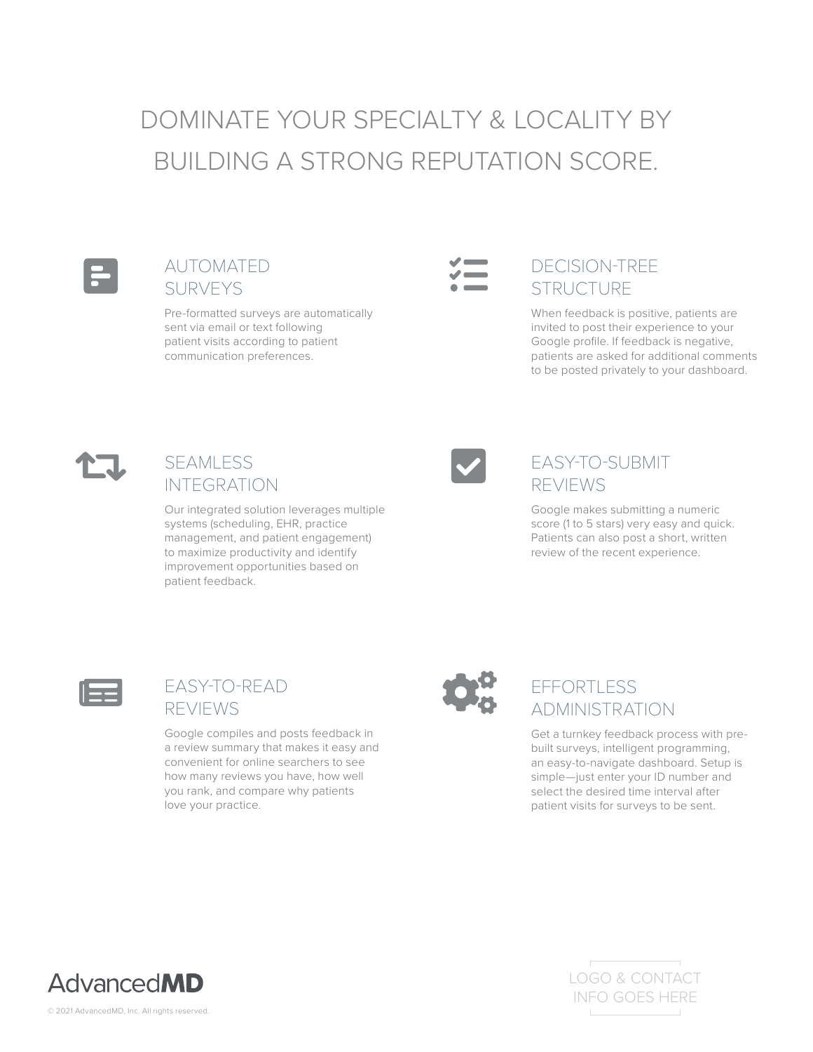# DOMINATE YOUR SPECIALTY & LOCALITY BY BUILDING A STRONG REPUTATION SCORE.

## AUTOMATED SURVEYS

Pre-formatted surveys are automatically sent via email or text following patient visits according to patient communication preferences.

## DECISION-TREE STRUCTURE

When feedback is positive, patients are invited to post their experience to your Google profile. If feedback is negative, patients are asked for additional comments to be posted privately to your dashboard.

## SEAMLESS INTEGRATION

Our integrated solution leverages multiple systems (scheduling, EHR, practice management, and patient engagement) to maximize productivity and identify improvement opportunities based on patient feedback.

## EASY-TO-SUBMIT REVIEWS

Google makes submitting a numeric score (1 to 5 stars) very easy and quick. Patients can also post a short, written review of the recent experience.

## EASY-TO-READ REVIEWS

Google compiles and posts feedback in a review summary that makes it easy and convenient for online searchers to see how many reviews you have, how well you rank, and compare why patients love your practice.

## EFFORTLESS ADMINISTRATION

Get a turnkey feedback process with pre-built surveys, intelligent programming, an easy-to-navigate dashboard. Setup is simple—just enter your ID number and select the desired time interval after patient visits for surveys to be sent.

AdvancedMD

© 2021 AdvancedMD, Inc. All rights reserved.

LOGO & CONTACT INFO GOES HERE